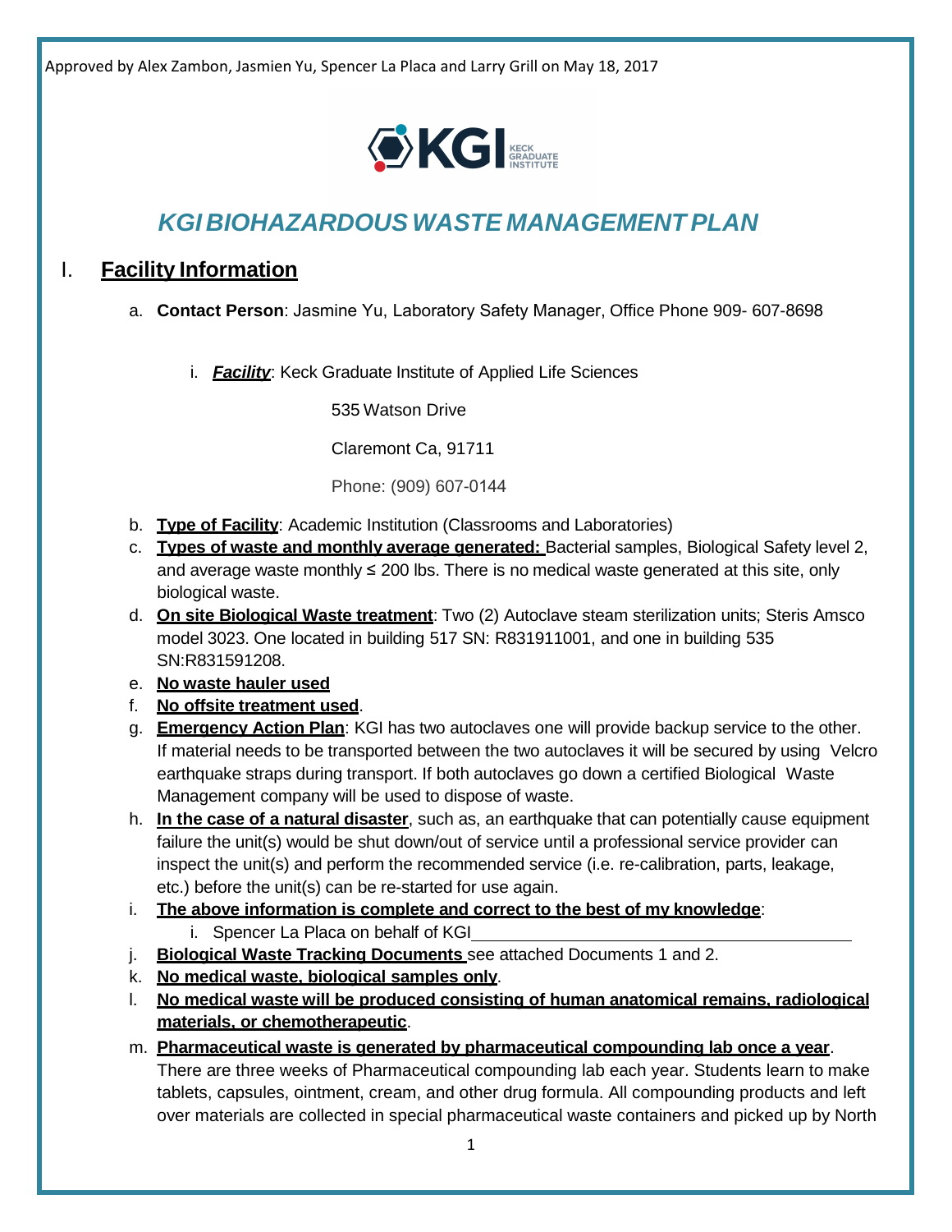Approved by Alex Zambon, Jasmien Yu, Spencer La Placa and Larry Grill on May 18, 2017

# *KGI BIOHAZARDOUS WASTE MANAGEMENT PLAN*

## I. Facility Information

a. **Contact Person**: Jasmine Yu, Laboratory Safety Manager, Office Phone 909- 607-8698

   i. ***Facility***: Keck Graduate Institute of Applied Life Sciences

      535 Watson Drive

      Claremont Ca, 91711

      Phone: (909) 607-0144

b. **Type of Facility**: Academic Institution (Classrooms and Laboratories)

c. **Types of waste and monthly average generated:** Bacterial samples, Biological Safety level 2, and average waste monthly ≤ 200 lbs. There is no medical waste generated at this site, only biological waste.

d. **On site Biological Waste treatment**: Two (2) Autoclave steam sterilization units; Steris Amsco model 3023. One located in building 517 SN: R831911001, and one in building 535 SN:R831591208.

e. **No waste hauler used**

f. **No offsite treatment used**.

g. **Emergency Action Plan**: KGI has two autoclaves one will provide backup service to the other. If material needs to be transported between the two autoclaves it will be secured by using Velcro earthquake straps during transport. If both autoclaves go down a certified Biological Waste Management company will be used to dispose of waste.

h. **In the case of a natural disaster**, such as, an earthquake that can potentially cause equipment failure the unit(s) would be shut down/out of service until a professional service provider can inspect the unit(s) and perform the recommended service (i.e. re-calibration, parts, leakage, etc.) before the unit(s) can be re-started for use again.

i. **The above information is complete and correct to the best of my knowledge**:

   i. Spencer La Placa on behalf of KGI\_\_\_\_\_\_\_\_\_\_\_\_\_\_\_\_\_\_\_\_\_\_\_\_\_\_\_\_\_\_\_\_\_\_\_\_\_\_\_\_

j. **Biological Waste Tracking Documents** see attached Documents 1 and 2.

k. **No medical waste, biological samples only**.

l. **No medical waste will be produced consisting of human anatomical remains, radiological materials, or chemotherapeutic**.

m. **Pharmaceutical waste is generated by pharmaceutical compounding lab once a year**. There are three weeks of Pharmaceutical compounding lab each year. Students learn to make tablets, capsules, ointment, cream, and other drug formula. All compounding products and left over materials are collected in special pharmaceutical waste containers and picked up by North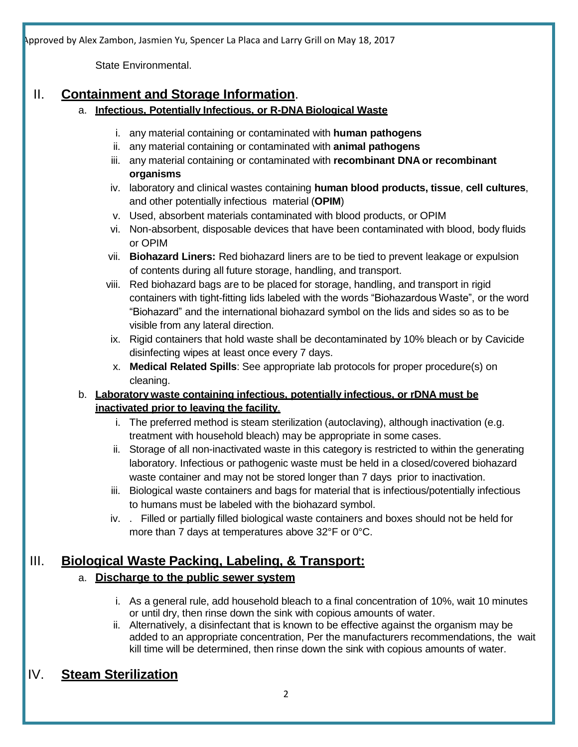State Environmental.

## II. Containment and Storage Information.

### a. Infectious, Potentially Infectious, or R-DNA Biological Waste

i. any material containing or contaminated with **human pathogens**

ii. any material containing or contaminated with **animal pathogens**

iii. any material containing or contaminated with **recombinant DNA or recombinant organisms**

iv. laboratory and clinical wastes containing **human blood products, tissue**, **cell cultures**, and other potentially infectious material (**OPIM**)

v. Used, absorbent materials contaminated with blood products, or OPIM

vi. Non-absorbent, disposable devices that have been contaminated with blood, body fluids or OPIM

vii. **Biohazard Liners:** Red biohazard liners are to be tied to prevent leakage or expulsion of contents during all future storage, handling, and transport.

viii. Red biohazard bags are to be placed for storage, handling, and transport in rigid containers with tight-fitting lids labeled with the words "Biohazardous Waste", or the word "Biohazard" and the international biohazard symbol on the lids and sides so as to be visible from any lateral direction.

ix. Rigid containers that hold waste shall be decontaminated by 10% bleach or by Cavicide disinfecting wipes at least once every 7 days.

x. **Medical Related Spills**: See appropriate lab protocols for proper procedure(s) on cleaning.

### b. Laboratory waste containing infectious, potentially infectious, or rDNA must be inactivated prior to leaving the facility.

i. The preferred method is steam sterilization (autoclaving), although inactivation (e.g. treatment with household bleach) may be appropriate in some cases.

ii. Storage of all non-inactivated waste in this category is restricted to within the generating laboratory. Infectious or pathogenic waste must be held in a closed/covered biohazard waste container and may not be stored longer than 7 days prior to inactivation.

iii. Biological waste containers and bags for material that is infectious/potentially infectious to humans must be labeled with the biohazard symbol.

iv. . Filled or partially filled biological waste containers and boxes should not be held for more than 7 days at temperatures above 32°F or 0°C.

## III. Biological Waste Packing, Labeling, & Transport:

### a. Discharge to the public sewer system

i. As a general rule, add household bleach to a final concentration of 10%, wait 10 minutes or until dry, then rinse down the sink with copious amounts of water.

ii. Alternatively, a disinfectant that is known to be effective against the organism may be added to an appropriate concentration, Per the manufacturers recommendations, the wait kill time will be determined, then rinse down the sink with copious amounts of water.

## IV. Steam Sterilization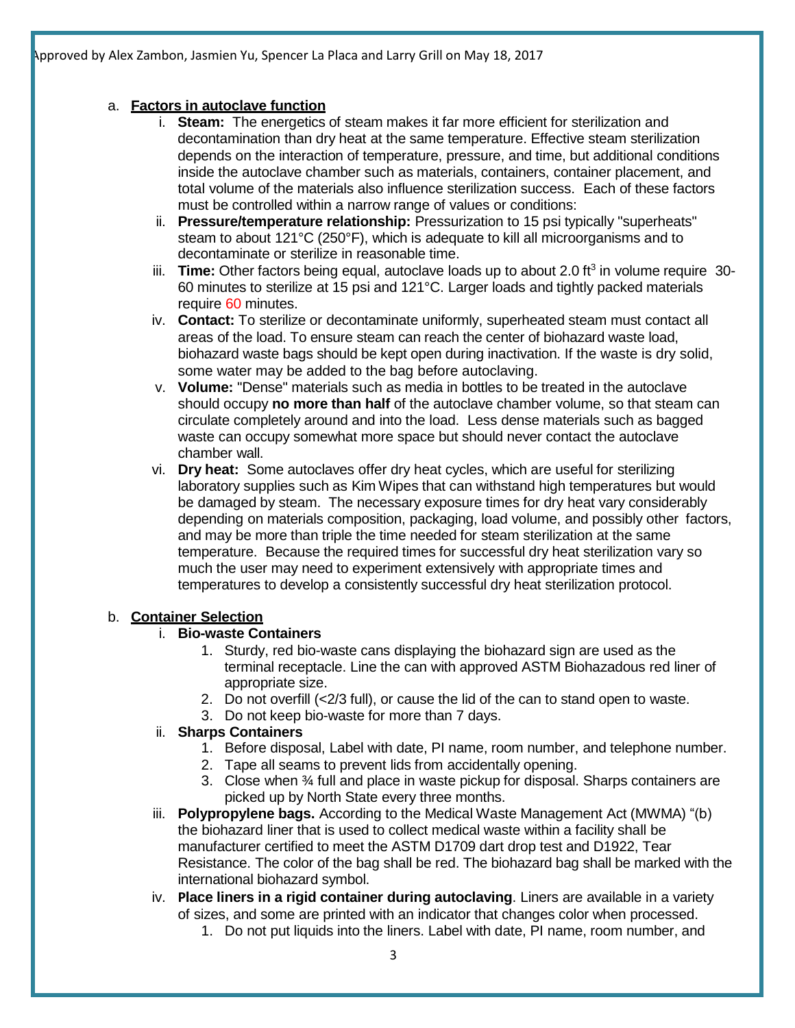a. **Factors in autoclave function**

   i. **Steam:** The energetics of steam makes it far more efficient for sterilization and decontamination than dry heat at the same temperature. Effective steam sterilization depends on the interaction of temperature, pressure, and time, but additional conditions inside the autoclave chamber such as materials, containers, container placement, and total volume of the materials also influence sterilization success. Each of these factors must be controlled within a narrow range of values or conditions:

   ii. **Pressure/temperature relationship:** Pressurization to 15 psi typically "superheats" steam to about 121°C (250°F), which is adequate to kill all microorganisms and to decontaminate or sterilize in reasonable time.

   iii. **Time:** Other factors being equal, autoclave loads up to about 2.0 $ft^3$ in volume require 30-60 minutes to sterilize at 15 psi and 121°C. Larger loads and tightly packed materials require 60 minutes.

   iv. **Contact:** To sterilize or decontaminate uniformly, superheated steam must contact all areas of the load. To ensure steam can reach the center of biohazard waste load, biohazard waste bags should be kept open during inactivation. If the waste is dry solid, some water may be added to the bag before autoclaving.

   v. **Volume:** "Dense" materials such as media in bottles to be treated in the autoclave should occupy **no more than half** of the autoclave chamber volume, so that steam can circulate completely around and into the load. Less dense materials such as bagged waste can occupy somewhat more space but should never contact the autoclave chamber wall.

   vi. **Dry heat:** Some autoclaves offer dry heat cycles, which are useful for sterilizing laboratory supplies such as Kim Wipes that can withstand high temperatures but would be damaged by steam. The necessary exposure times for dry heat vary considerably depending on materials composition, packaging, load volume, and possibly other factors, and may be more than triple the time needed for steam sterilization at the same temperature. Because the required times for successful dry heat sterilization vary so much the user may need to experiment extensively with appropriate times and temperatures to develop a consistently successful dry heat sterilization protocol.

b. **Container Selection**

   i. **Bio-waste Containers**
      1. Sturdy, red bio-waste cans displaying the biohazard sign are used as the terminal receptacle. Line the can with approved ASTM Biohazadous red liner of appropriate size.
      2. Do not overfill (<2/3 full), or cause the lid of the can to stand open to waste.
      3. Do not keep bio-waste for more than 7 days.

   ii. **Sharps Containers**
      1. Before disposal, Label with date, PI name, room number, and telephone number.
      2. Tape all seams to prevent lids from accidentally opening.
      3. Close when ¾ full and place in waste pickup for disposal. Sharps containers are picked up by North State every three months.

   iii. **Polypropylene bags.** According to the Medical Waste Management Act (MWMA) "(b) the biohazard liner that is used to collect medical waste within a facility shall be manufacturer certified to meet the ASTM D1709 dart drop test and D1922, Tear Resistance. The color of the bag shall be red. The biohazard bag shall be marked with the international biohazard symbol.

   iv. **Place liners in a rigid container during autoclaving**. Liners are available in a variety of sizes, and some are printed with an indicator that changes color when processed.
      1. Do not put liquids into the liners. Label with date, PI name, room number, and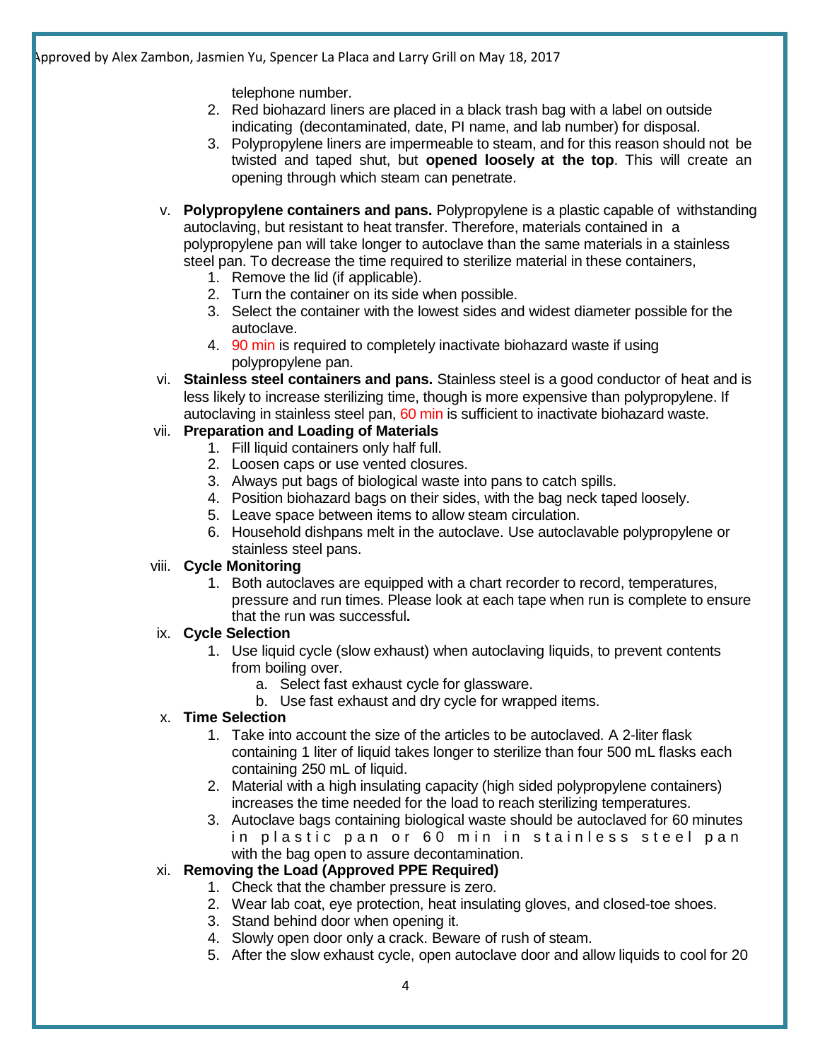telephone number.

2. Red biohazard liners are placed in a black trash bag with a label on outside indicating (decontaminated, date, PI name, and lab number) for disposal.
3. Polypropylene liners are impermeable to steam, and for this reason should not be twisted and taped shut, but **opened loosely at the top**. This will create an opening through which steam can penetrate.

v. **Polypropylene containers and pans.** Polypropylene is a plastic capable of withstanding autoclaving, but resistant to heat transfer. Therefore, materials contained in a polypropylene pan will take longer to autoclave than the same materials in a stainless steel pan. To decrease the time required to sterilize material in these containers,

1. Remove the lid (if applicable).
2. Turn the container on its side when possible.
3. Select the container with the lowest sides and widest diameter possible for the autoclave.
4. 90 min is required to completely inactivate biohazard waste if using polypropylene pan.

vi. **Stainless steel containers and pans.** Stainless steel is a good conductor of heat and is less likely to increase sterilizing time, though is more expensive than polypropylene. If autoclaving in stainless steel pan, 60 min is sufficient to inactivate biohazard waste.

vii. **Preparation and Loading of Materials**

1. Fill liquid containers only half full.
2. Loosen caps or use vented closures.
3. Always put bags of biological waste into pans to catch spills.
4. Position biohazard bags on their sides, with the bag neck taped loosely.
5. Leave space between items to allow steam circulation.
6. Household dishpans melt in the autoclave. Use autoclavable polypropylene or stainless steel pans.

viii. **Cycle Monitoring**

1. Both autoclaves are equipped with a chart recorder to record, temperatures, pressure and run times. Please look at each tape when run is complete to ensure that the run was successful**.**

ix. **Cycle Selection**

1. Use liquid cycle (slow exhaust) when autoclaving liquids, to prevent contents from boiling over.
   a. Select fast exhaust cycle for glassware.
   b. Use fast exhaust and dry cycle for wrapped items.

x. **Time Selection**

1. Take into account the size of the articles to be autoclaved. A 2-liter flask containing 1 liter of liquid takes longer to sterilize than four 500 mL flasks each containing 250 mL of liquid.
2. Material with a high insulating capacity (high sided polypropylene containers) increases the time needed for the load to reach sterilizing temperatures.
3. Autoclave bags containing biological waste should be autoclaved for 60 minutes in plastic pan or 60 min in stainless steel pan with the bag open to assure decontamination.

xi. **Removing the Load (Approved PPE Required)**

1. Check that the chamber pressure is zero.
2. Wear lab coat, eye protection, heat insulating gloves, and closed-toe shoes.
3. Stand behind door when opening it.
4. Slowly open door only a crack. Beware of rush of steam.
5. After the slow exhaust cycle, open autoclave door and allow liquids to cool for 20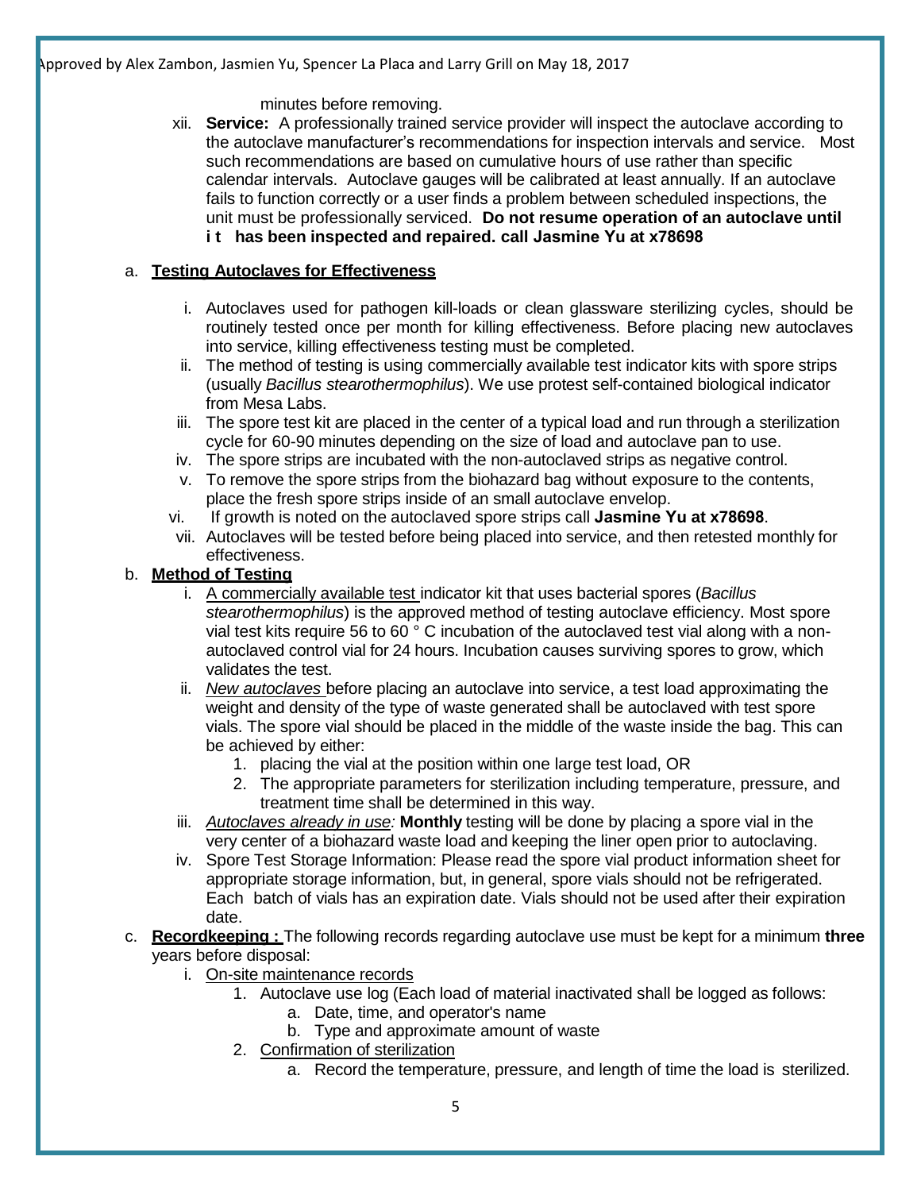minutes before removing.

xii. **Service:** A professionally trained service provider will inspect the autoclave according to the autoclave manufacturer's recommendations for inspection intervals and service. Most such recommendations are based on cumulative hours of use rather than specific calendar intervals. Autoclave gauges will be calibrated at least annually. If an autoclave fails to function correctly or a user finds a problem between scheduled inspections, the unit must be professionally serviced. **Do not resume operation of an autoclave until i t has been inspected and repaired. call Jasmine Yu at x78698**

a. **<u>Testing Autoclaves for Effectiveness</u>**

   i. Autoclaves used for pathogen kill-loads or clean glassware sterilizing cycles, should be routinely tested once per month for killing effectiveness. Before placing new autoclaves into service, killing effectiveness testing must be completed.
   ii. The method of testing is using commercially available test indicator kits with spore strips (usually *Bacillus stearothermophilus*). We use protest self-contained biological indicator from Mesa Labs.
   iii. The spore test kit are placed in the center of a typical load and run through a sterilization cycle for 60-90 minutes depending on the size of load and autoclave pan to use.
   iv. The spore strips are incubated with the non-autoclaved strips as negative control.
   v. To remove the spore strips from the biohazard bag without exposure to the contents, place the fresh spore strips inside of an small autoclave envelop.
   vi. If growth is noted on the autoclaved spore strips call **Jasmine Yu at x78698**.
   vii. Autoclaves will be tested before being placed into service, and then retested monthly for effectiveness.

b. **<u>Method of Testing</u>**

   i. <u>A commercially available test</u> indicator kit that uses bacterial spores (*Bacillus stearothermophilus*) is the approved method of testing autoclave efficiency. Most spore vial test kits require 56 to 60 ° C incubation of the autoclaved test vial along with a non-autoclaved control vial for 24 hours. Incubation causes surviving spores to grow, which validates the test.
   ii. *<u>New autoclaves</u>* before placing an autoclave into service, a test load approximating the weight and density of the type of waste generated shall be autoclaved with test spore vials. The spore vial should be placed in the middle of the waste inside the bag. This can be achieved by either:
      1. placing the vial at the position within one large test load, OR
      2. The appropriate parameters for sterilization including temperature, pressure, and treatment time shall be determined in this way.
   iii. *<u>Autoclaves already in use</u>:* **Monthly** testing will be done by placing a spore vial in the very center of a biohazard waste load and keeping the liner open prior to autoclaving.
   iv. Spore Test Storage Information: Please read the spore vial product information sheet for appropriate storage information, but, in general, spore vials should not be refrigerated. Each batch of vials has an expiration date. Vials should not be used after their expiration date.

c. **<u>Recordkeeping :</u>** The following records regarding autoclave use must be kept for a minimum **three** years before disposal:

   i. <u>On-site maintenance records</u>
      1. Autoclave use log (Each load of material inactivated shall be logged as follows:
         a. Date, time, and operator's name
         b. Type and approximate amount of waste
      2. <u>Confirmation of sterilization</u>
         a. Record the temperature, pressure, and length of time the load is sterilized.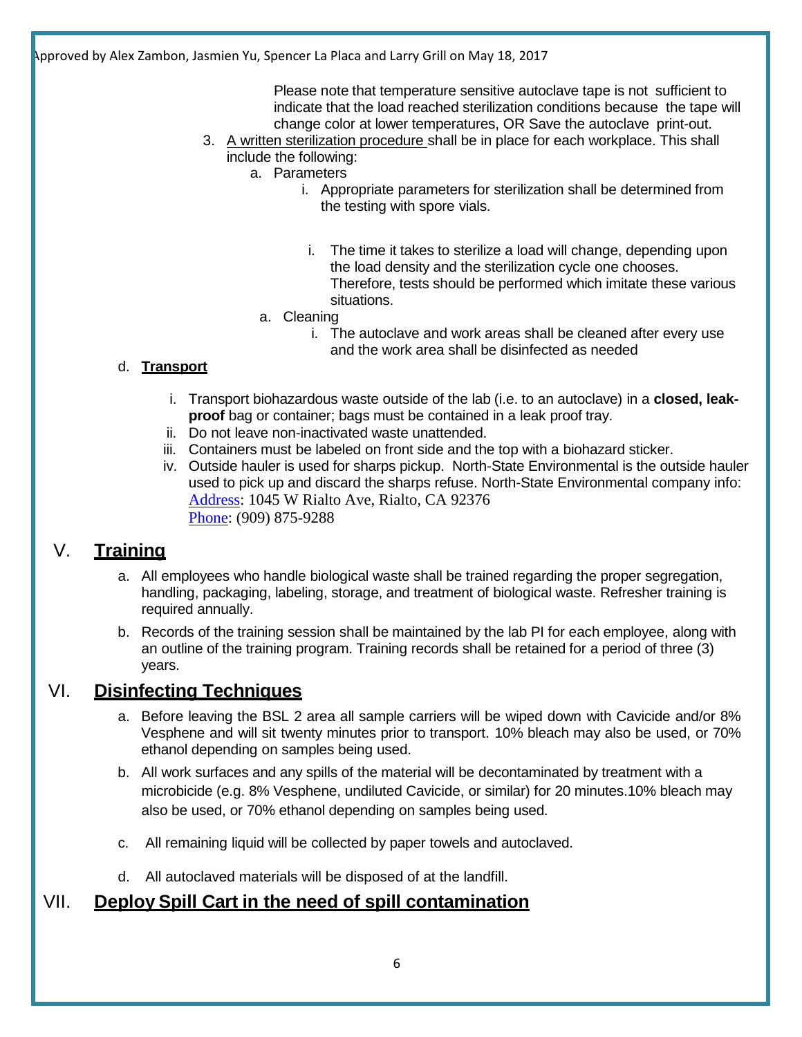Please note that temperature sensitive autoclave tape is not sufficient to indicate that the load reached sterilization conditions because the tape will change color at lower temperatures, OR Save the autoclave print-out.

3. A written sterilization procedure shall be in place for each workplace. This shall include the following:
   a. Parameters
      i. Appropriate parameters for sterilization shall be determined from the testing with spore vials.
      i. The time it takes to sterilize a load will change, depending upon the load density and the sterilization cycle one chooses. Therefore, tests should be performed which imitate these various situations.
   a. Cleaning
      i. The autoclave and work areas shall be cleaned after every use and the work area shall be disinfected as needed

d. **Transport**

   i. Transport biohazardous waste outside of the lab (i.e. to an autoclave) in a **closed, leak-proof** bag or container; bags must be contained in a leak proof tray.
   ii. Do not leave non-inactivated waste unattended.
   iii. Containers must be labeled on front side and the top with a biohazard sticker.
   iv. Outside hauler is used for sharps pickup. North-State Environmental is the outside hauler used to pick up and discard the sharps refuse. North-State Environmental company info:
   Address: 1045 W Rialto Ave, Rialto, CA 92376
   Phone: (909) 875-9288

## V. Training

a. All employees who handle biological waste shall be trained regarding the proper segregation, handling, packaging, labeling, storage, and treatment of biological waste. Refresher training is required annually.

b. Records of the training session shall be maintained by the lab PI for each employee, along with an outline of the training program. Training records shall be retained for a period of three (3) years.

## VI. Disinfecting Techniques

a. Before leaving the BSL 2 area all sample carriers will be wiped down with Cavicide and/or 8% Vesphene and will sit twenty minutes prior to transport. 10% bleach may also be used, or 70% ethanol depending on samples being used.

b. All work surfaces and any spills of the material will be decontaminated by treatment with a microbicide (e.g. 8% Vesphene, undiluted Cavicide, or similar) for 20 minutes.10% bleach may also be used, or 70% ethanol depending on samples being used.

c. All remaining liquid will be collected by paper towels and autoclaved.

d. All autoclaved materials will be disposed of at the landfill.

## VII. Deploy Spill Cart in the need of spill contamination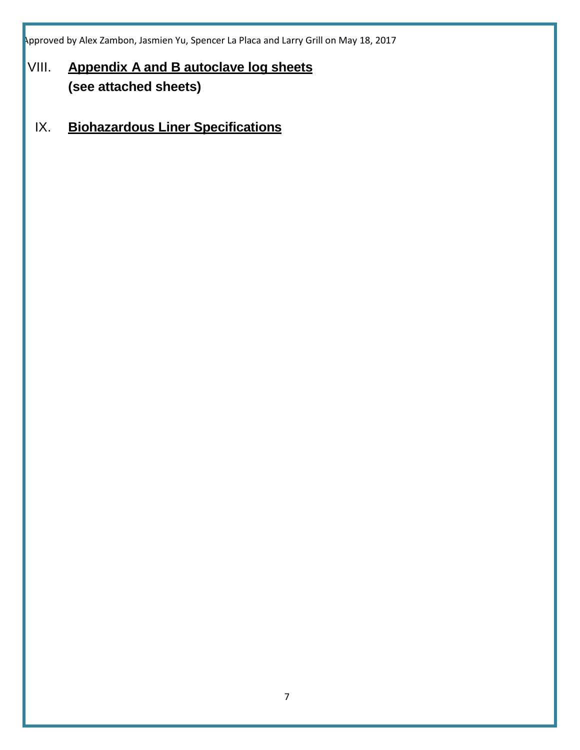## VIII. Appendix A and B autoclave log sheets

**(see attached sheets)**

## IX. Biohazardous Liner Specifications